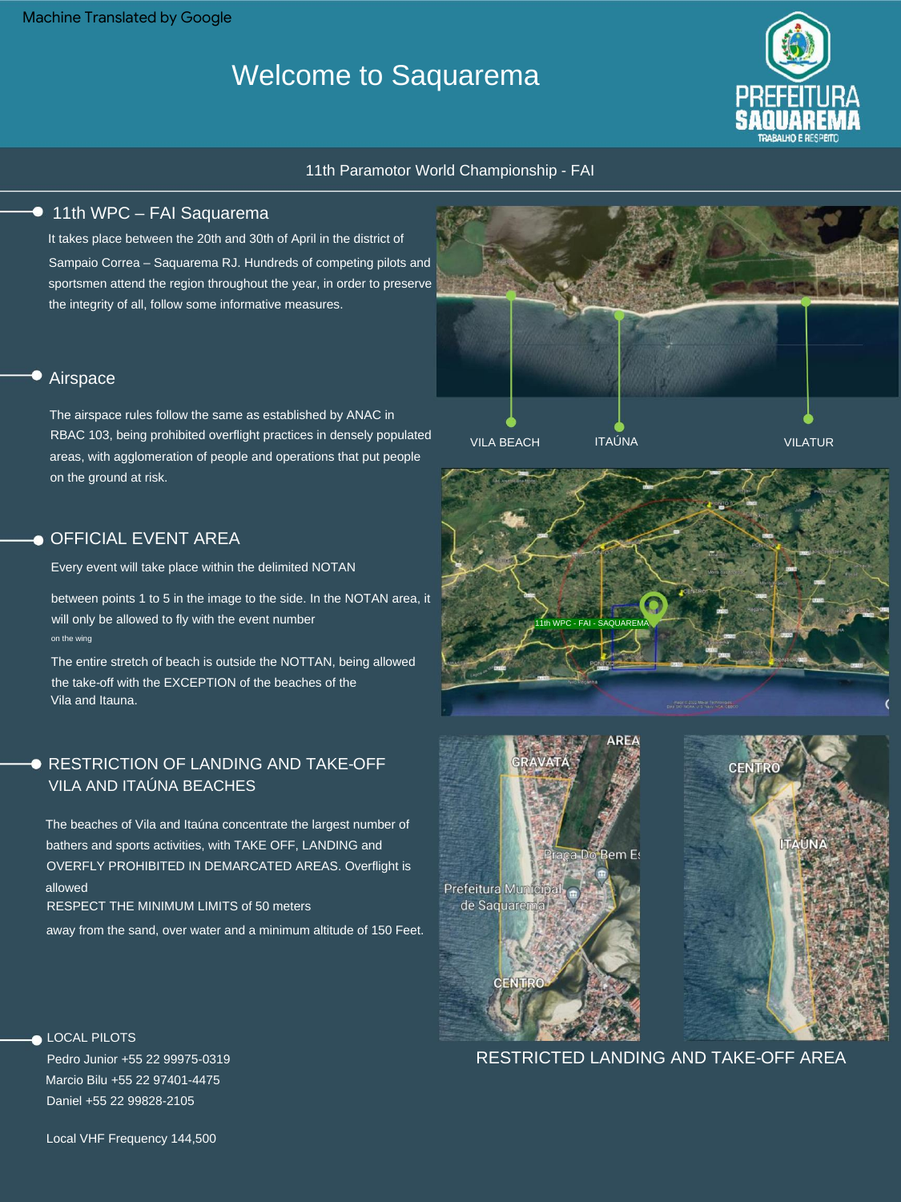Machine Translated by Google

# Welcome to Saquarema

PREFEITURA SAQUAREMA
TRABALHO E RESPEITO

11th Paramotor World Championship - FAI

## 11th WPC – FAI Saquarema

It takes place between the 20th and 30th of April in the district of Sampaio Correa – Saquarema RJ. Hundreds of competing pilots and sportsmen attend the region throughout the year, in order to preserve the integrity of all, follow some informative measures.

## Airspace

The airspace rules follow the same as established by ANAC in RBAC 103, being prohibited overflight practices in densely populated areas, with agglomeration of people and operations that put people on the ground at risk.

VILA BEACH ITAÚNA VILATUR

## OFFICIAL EVENT AREA

Every event will take place within the delimited NOTAN

between points 1 to 5 in the image to the side. In the NOTAN area, it will only be allowed to fly with the event number

on the wing

The entire stretch of beach is outside the NOTTAN, being allowed the take-off with the EXCEPTION of the beaches of the Vila and Itauna.

11th WPC - FAI - SAQUAREMA

## RESTRICTION OF LANDING AND TAKE-OFF VILA AND ITAÚNA BEACHES

The beaches of Vila and Itaúna concentrate the largest number of bathers and sports activities, with TAKE OFF, LANDING and OVERFLY PROHIBITED IN DEMARCATED AREAS. Overflight is allowed

RESPECT THE MINIMUM LIMITS of 50 meters

away from the sand, over water and a minimum altitude of 150 Feet.

AREA GRAVATÁ Praça Do Bem Es Prefeitura Municipal de Saquarema CENTRO

CENTRO ITAÚNA

RESTRICTED LANDING AND TAKE-OFF AREA

## LOCAL PILOTS

Pedro Junior +55 22 99975-0319

Marcio Bilu +55 22 97401-4475

Daniel +55 22 99828-2105

Local VHF Frequency 144,500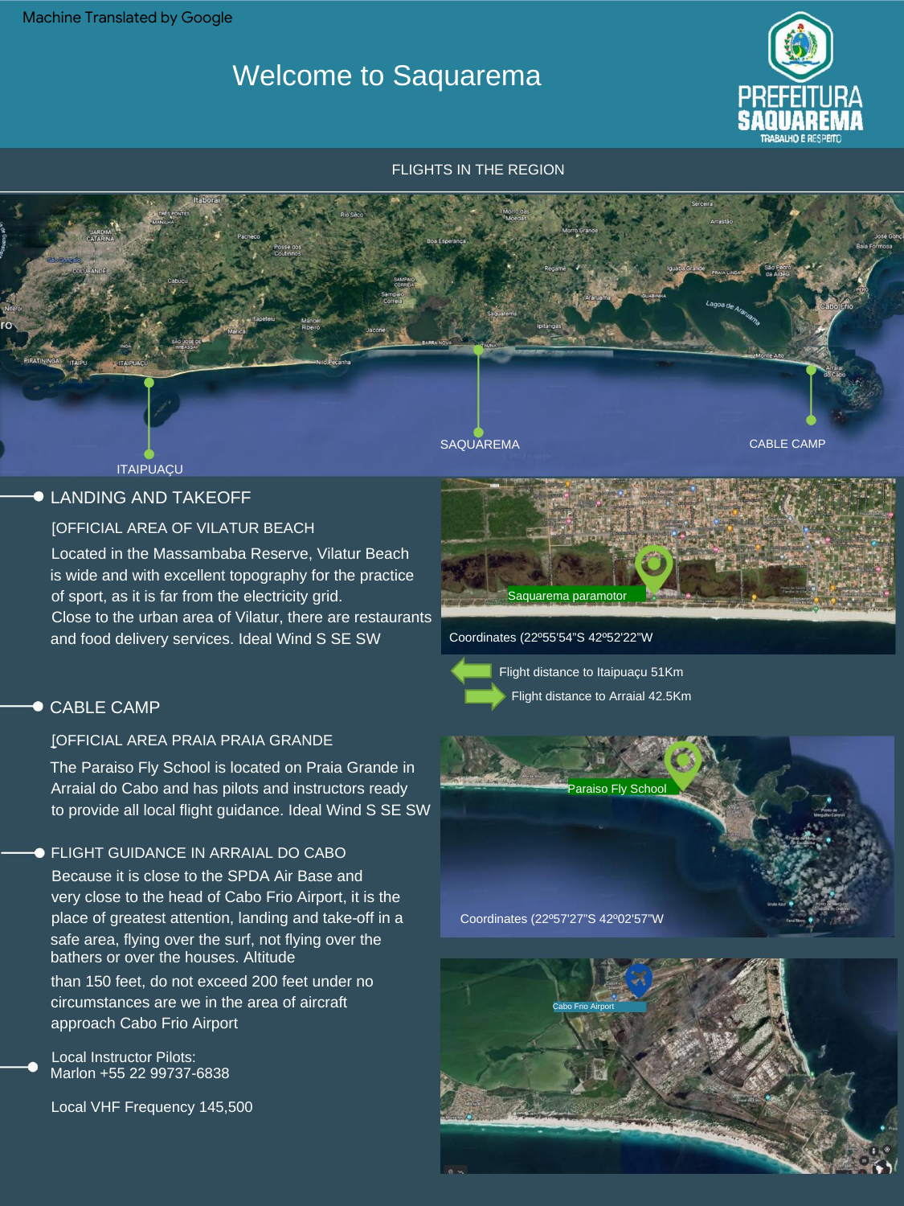Machine Translated by Google

# Welcome to Saquarema

PREFEITURA SAQUAREMA
TRABALHO E RESPEITO

## FLIGHTS IN THE REGION

ITAIPUAÇU

SAQUAREMA

CABLE CAMP

## LANDING AND TAKEOFF

[OFFICIAL AREA OF VILATUR BEACH

Located in the Massambaba Reserve, Vilatur Beach is wide and with excellent topography for the practice of sport, as it is far from the electricity grid.
Close to the urban area of Vilatur, there are restaurants and food delivery services. Ideal Wind S SE SW

Saquarema paramotor

Coordinates (22º55'54"S 42º52'22"W

Flight distance to Itaipuaçu 51Km

Flight distance to Arraial 42.5Km

## CABLE CAMP

[OFFICIAL AREA PRAIA PRAIA GRANDE

The Paraiso Fly School is located on Praia Grande in Arraial do Cabo and has pilots and instructors ready to provide all local flight guidance. Ideal Wind S SE SW

Paraiso Fly School

Coordinates (22º57'27"S 42º02'57"W

## FLIGHT GUIDANCE IN ARRAIAL DO CABO

Because it is close to the SPDA Air Base and very close to the head of Cabo Frio Airport, it is the place of greatest attention, landing and take-off in a safe area, flying over the surf, not flying over the bathers or over the houses. Altitude
than 150 feet, do not exceed 200 feet under no circumstances are we in the area of aircraft approach Cabo Frio Airport

Cabo Frio Airport

Local Instructor Pilots:
Marlon +55 22 99737-6838

Local VHF Frequency 145,500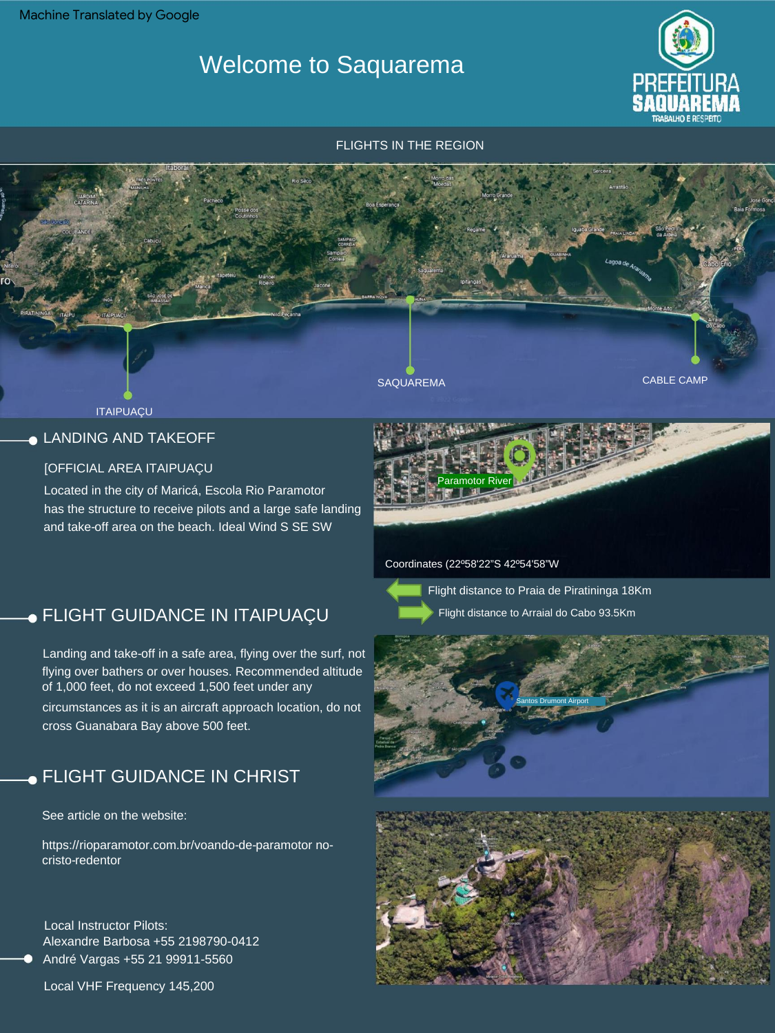Machine Translated by Google

# Welcome to Saquarema

PREFEITURA SAQUAREMA
TRABALHO E RESPEITO

## FLIGHTS IN THE REGION

ITAIPUAÇU

SAQUAREMA

CABLE CAMP

## LANDING AND TAKEOFF

[OFFICIAL AREA ITAIPUAÇU

Located in the city of Maricá, Escola Rio Paramotor has the structure to receive pilots and a large safe landing and take-off area on the beach. Ideal Wind S SE SW

Paramotor River

Coordinates (22º58'22"S 42º54'58"W

Flight distance to Praia de Piratininga 18Km

Flight distance to Arraial do Cabo 93.5Km

## FLIGHT GUIDANCE IN ITAIPUAÇU

Landing and take-off in a safe area, flying over the surf, not flying over bathers or over houses. Recommended altitude of 1,000 feet, do not exceed 1,500 feet under any circumstances as it is an aircraft approach location, do not cross Guanabara Bay above 500 feet.

Santos Drumont Airport

## FLIGHT GUIDANCE IN CHRIST

See article on the website:

https://rioparamotor.com.br/voando-de-paramotor no-cristo-redentor

Local Instructor Pilots:
Alexandre Barbosa +55 2198790-0412
André Vargas +55 21 99911-5560

Local VHF Frequency 145,200